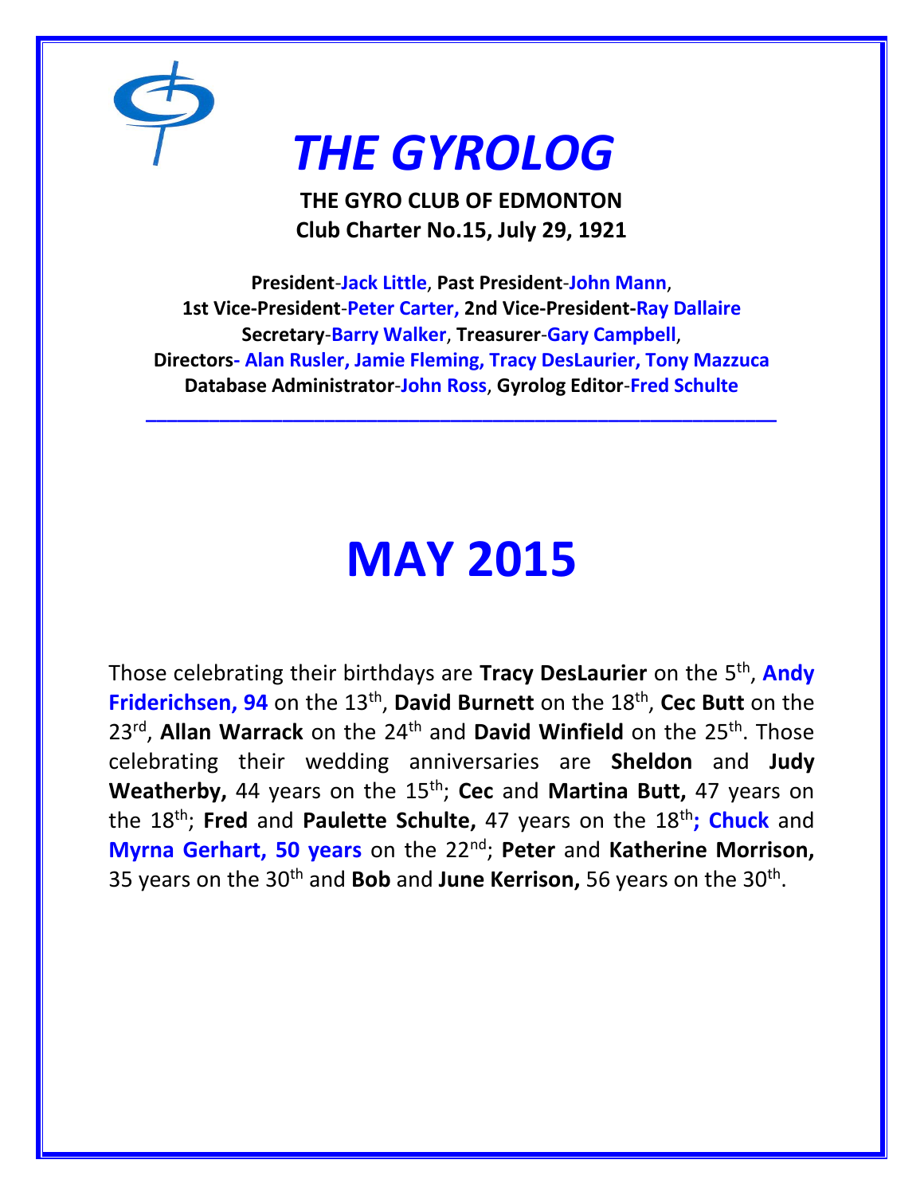# *THE GYROLOG*

**THE GYRO CLUB OF EDMONTON**
**Club Charter No.15, July 29, 1921**

**President-Jack Little**, **Past President-John Mann**,
**1st Vice-President-Peter Carter, 2nd Vice-President-Ray Dallaire**
**Secretary-Barry Walker**, **Treasurer-Gary Campbell**,
**Directors- Alan Rusler, Jamie Fleming, Tracy DesLaurier, Tony Mazzuca**
**Database Administrator-John Ross**, **Gyrolog Editor-Fred Schulte**

---

# MAY 2015

Those celebrating their birthdays are **Tracy DesLaurier** on the 5th, **Andy Friderichsen, 94** on the 13th, **David Burnett** on the 18th, **Cec Butt** on the 23rd, **Allan Warrack** on the 24th and **David Winfield** on the 25th. Those celebrating their wedding anniversaries are **Sheldon** and **Judy Weatherby,** 44 years on the 15th; **Cec** and **Martina Butt,** 47 years on the 18th; **Fred** and **Paulette Schulte,** 47 years on the 18th**; Chuck** and **Myrna Gerhart, 50 years** on the 22nd; **Peter** and **Katherine Morrison,** 35 years on the 30th and **Bob** and **June Kerrison,** 56 years on the 30th.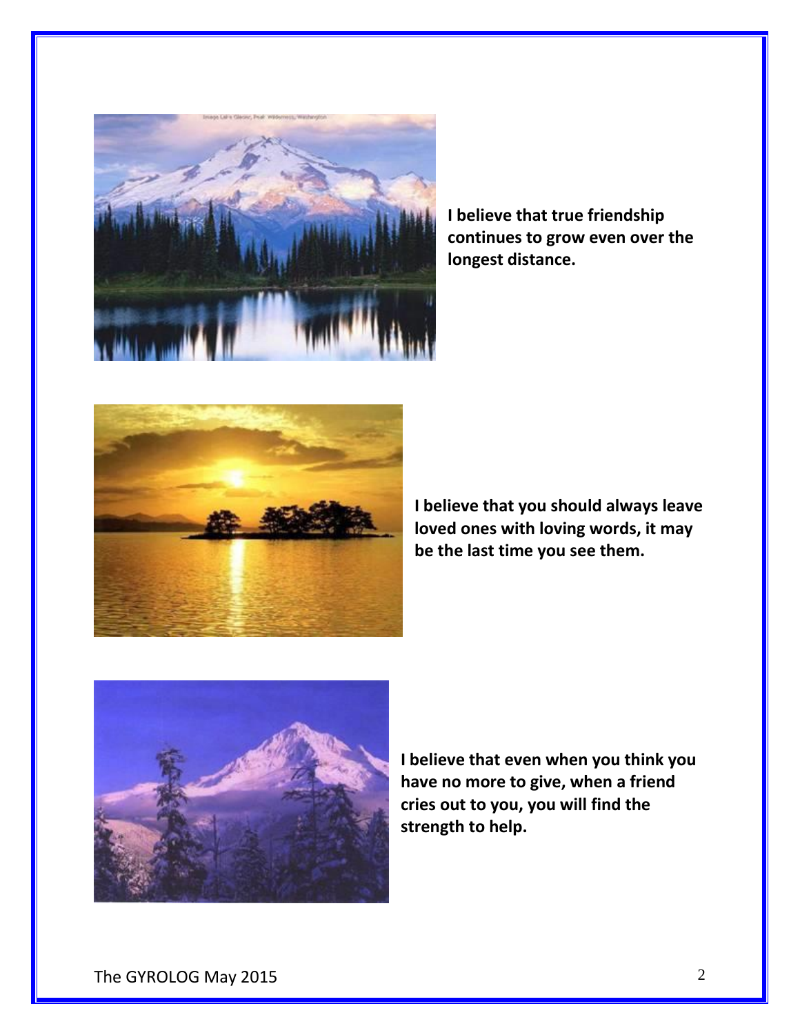**I believe that true friendship continues to grow even over the longest distance.**

**I believe that you should always leave loved ones with loving words, it may be the last time you see them.**

**I believe that even when you think you have no more to give, when a friend cries out to you, you will find the strength to help.**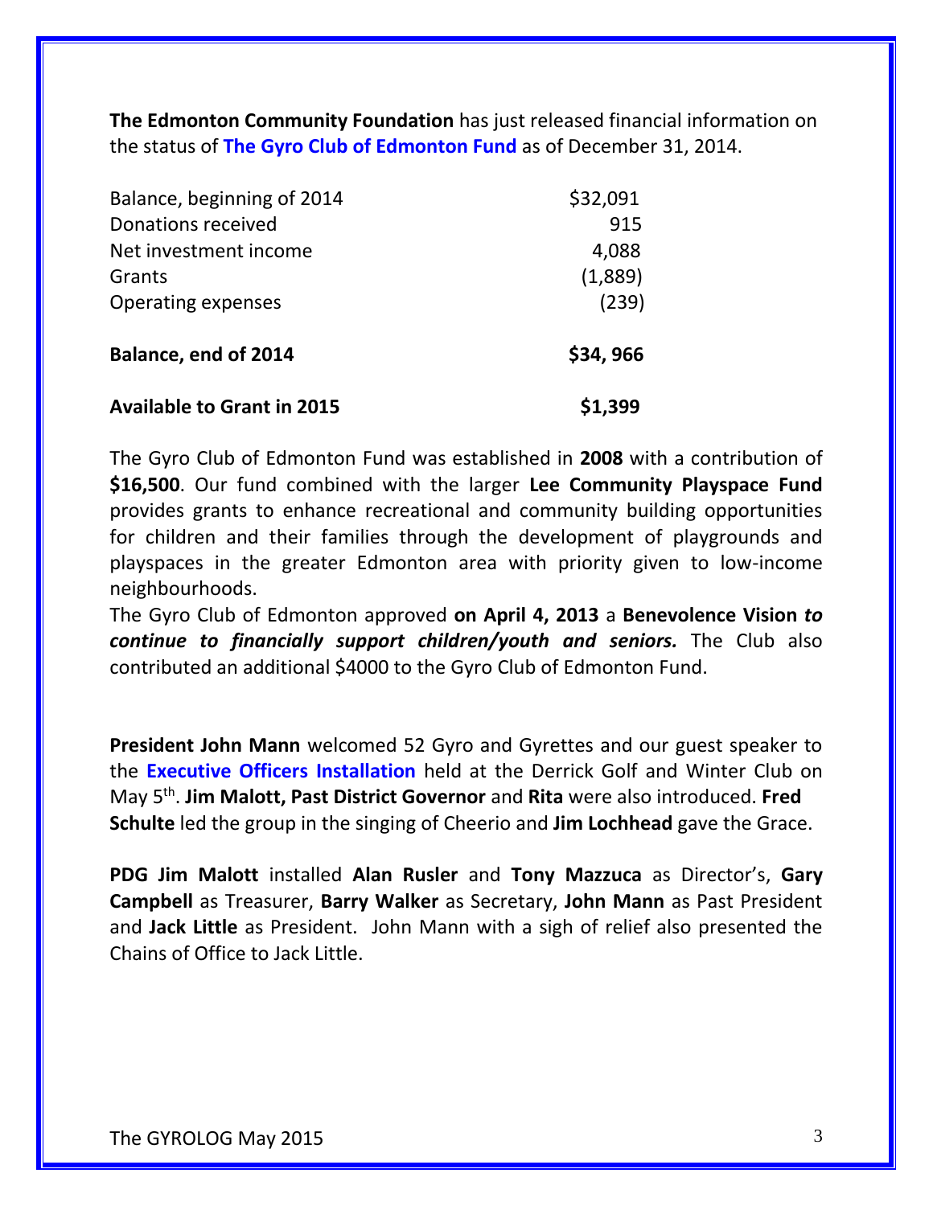**The Edmonton Community Foundation** has just released financial information on the status of **The Gyro Club of Edmonton Fund** as of December 31, 2014.

| | |
|---|---|
| Balance, beginning of 2014 | $32,091 |
| Donations received | 915 |
| Net investment income | 4,088 |
| Grants | (1,889) |
| Operating expenses | (239) |
| **Balance, end of 2014** | **$34, 966** |
| **Available to Grant in 2015** | **$1,399** |

The Gyro Club of Edmonton Fund was established in **2008** with a contribution of **$16,500**. Our fund combined with the larger **Lee Community Playspace Fund** provides grants to enhance recreational and community building opportunities for children and their families through the development of playgrounds and playspaces in the greater Edmonton area with priority given to low-income neighbourhoods.

The Gyro Club of Edmonton approved **on April 4, 2013** a **Benevolence Vision** ***to continue to financially support children/youth and seniors.*** The Club also contributed an additional $4000 to the Gyro Club of Edmonton Fund.

**President John Mann** welcomed 52 Gyro and Gyrettes and our guest speaker to the **Executive Officers Installation** held at the Derrick Golf and Winter Club on May 5th. **Jim Malott, Past District Governor** and **Rita** were also introduced. **Fred Schulte** led the group in the singing of Cheerio and **Jim Lochhead** gave the Grace.

**PDG Jim Malott** installed **Alan Rusler** and **Tony Mazzuca** as Director's, **Gary Campbell** as Treasurer, **Barry Walker** as Secretary, **John Mann** as Past President and **Jack Little** as President. John Mann with a sigh of relief also presented the Chains of Office to Jack Little.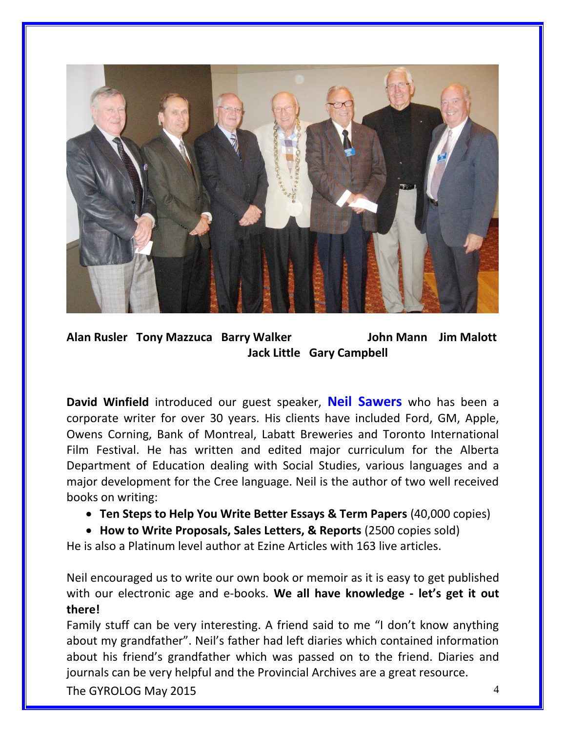**Alan Rusler   Tony Mazzuca   Barry Walker   John Mann   Jim Malott**
**Jack Little   Gary Campbell**

**David Winfield** introduced our guest speaker, **Neil Sawers** who has been a corporate writer for over 30 years. His clients have included Ford, GM, Apple, Owens Corning, Bank of Montreal, Labatt Breweries and Toronto International Film Festival. He has written and edited major curriculum for the Alberta Department of Education dealing with Social Studies, various languages and a major development for the Cree language. Neil is the author of two well received books on writing:

- **Ten Steps to Help You Write Better Essays & Term Papers** (40,000 copies)
- **How to Write Proposals, Sales Letters, & Reports** (2500 copies sold)

He is also a Platinum level author at Ezine Articles with 163 live articles.

Neil encouraged us to write our own book or memoir as it is easy to get published with our electronic age and e-books. **We all have knowledge - let's get it out there!**

Family stuff can be very interesting. A friend said to me "I don't know anything about my grandfather". Neil's father had left diaries which contained information about his friend's grandfather which was passed on to the friend. Diaries and journals can be very helpful and the Provincial Archives are a great resource.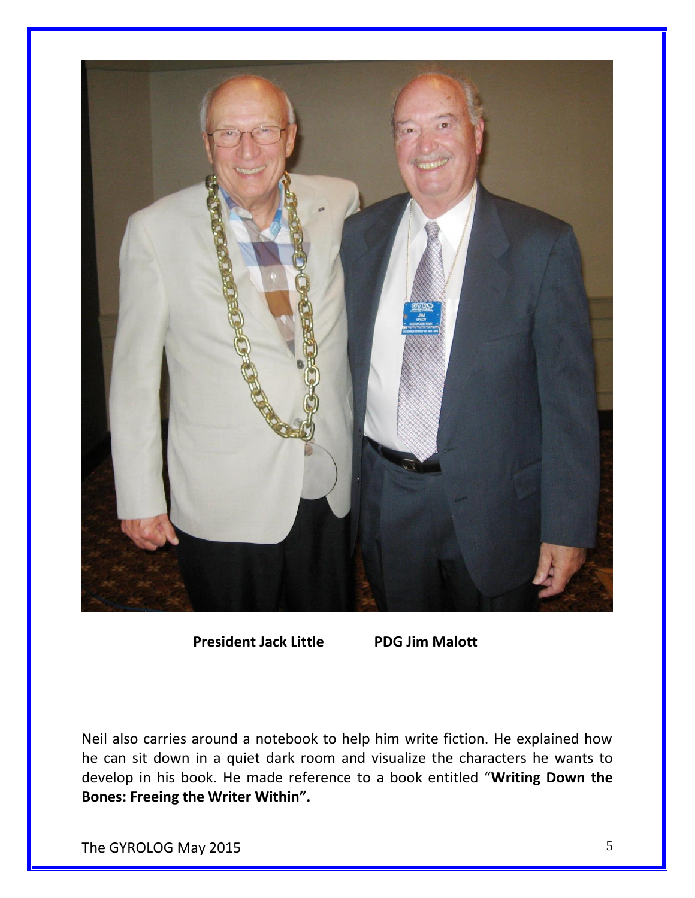**President Jack Little** **PDG Jim Malott**

Neil also carries around a notebook to help him write fiction. He explained how he can sit down in a quiet dark room and visualize the characters he wants to develop in his book. He made reference to a book entitled "**Writing Down the Bones: Freeing the Writer Within".**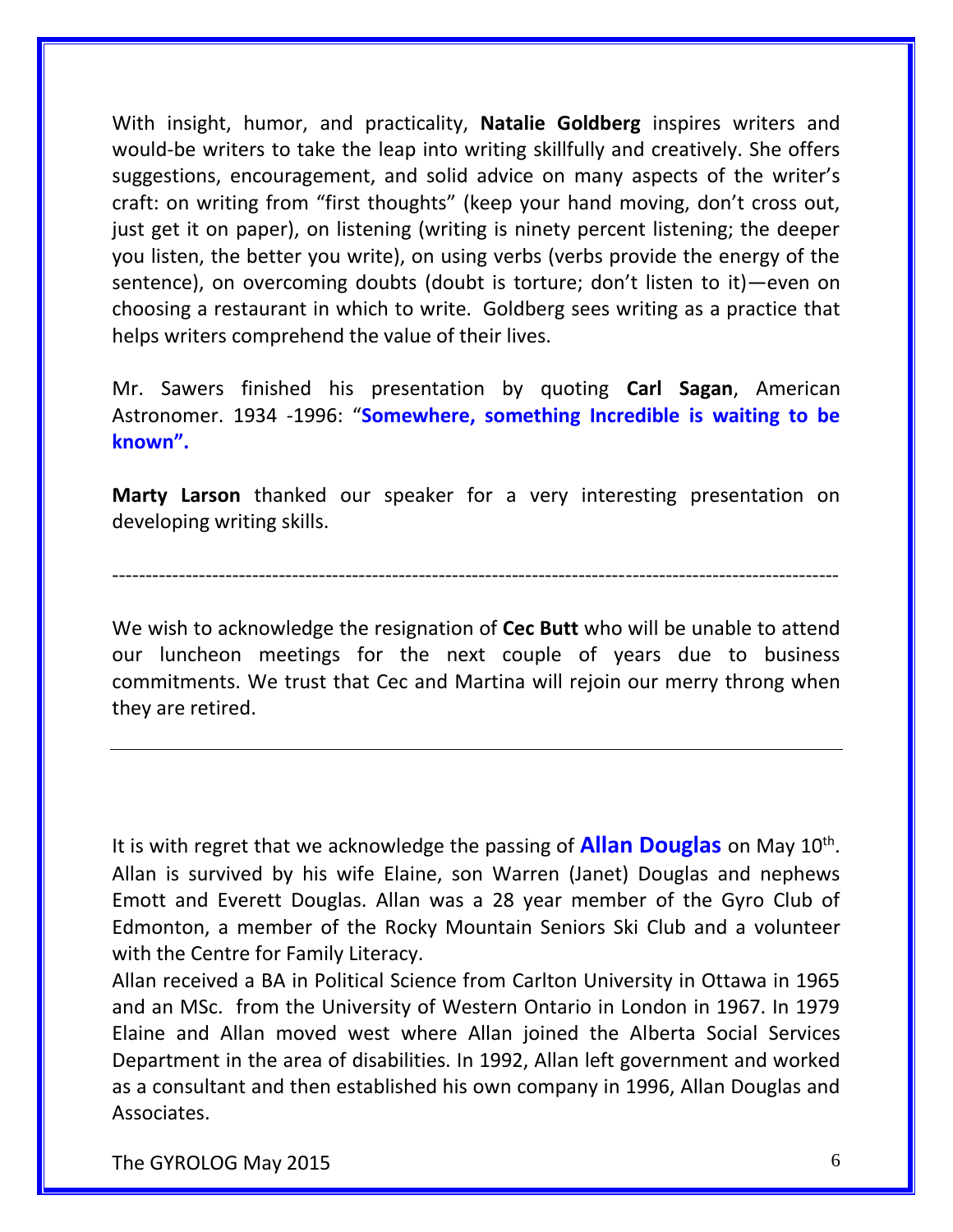With insight, humor, and practicality, **Natalie Goldberg** inspires writers and would-be writers to take the leap into writing skillfully and creatively. She offers suggestions, encouragement, and solid advice on many aspects of the writer's craft: on writing from "first thoughts" (keep your hand moving, don't cross out, just get it on paper), on listening (writing is ninety percent listening; the deeper you listen, the better you write), on using verbs (verbs provide the energy of the sentence), on overcoming doubts (doubt is torture; don't listen to it)—even on choosing a restaurant in which to write. Goldberg sees writing as a practice that helps writers comprehend the value of their lives.

Mr. Sawers finished his presentation by quoting **Carl Sagan**, American Astronomer. 1934 -1996: "**Somewhere, something Incredible is waiting to be known".**

**Marty Larson** thanked our speaker for a very interesting presentation on developing writing skills.

---

We wish to acknowledge the resignation of **Cec Butt** who will be unable to attend our luncheon meetings for the next couple of years due to business commitments. We trust that Cec and Martina will rejoin our merry throng when they are retired.

---

It is with regret that we acknowledge the passing of **Allan Douglas** on May 10th. Allan is survived by his wife Elaine, son Warren (Janet) Douglas and nephews Emott and Everett Douglas. Allan was a 28 year member of the Gyro Club of Edmonton, a member of the Rocky Mountain Seniors Ski Club and a volunteer with the Centre for Family Literacy.

Allan received a BA in Political Science from Carlton University in Ottawa in 1965 and an MSc. from the University of Western Ontario in London in 1967. In 1979 Elaine and Allan moved west where Allan joined the Alberta Social Services Department in the area of disabilities. In 1992, Allan left government and worked as a consultant and then established his own company in 1996, Allan Douglas and Associates.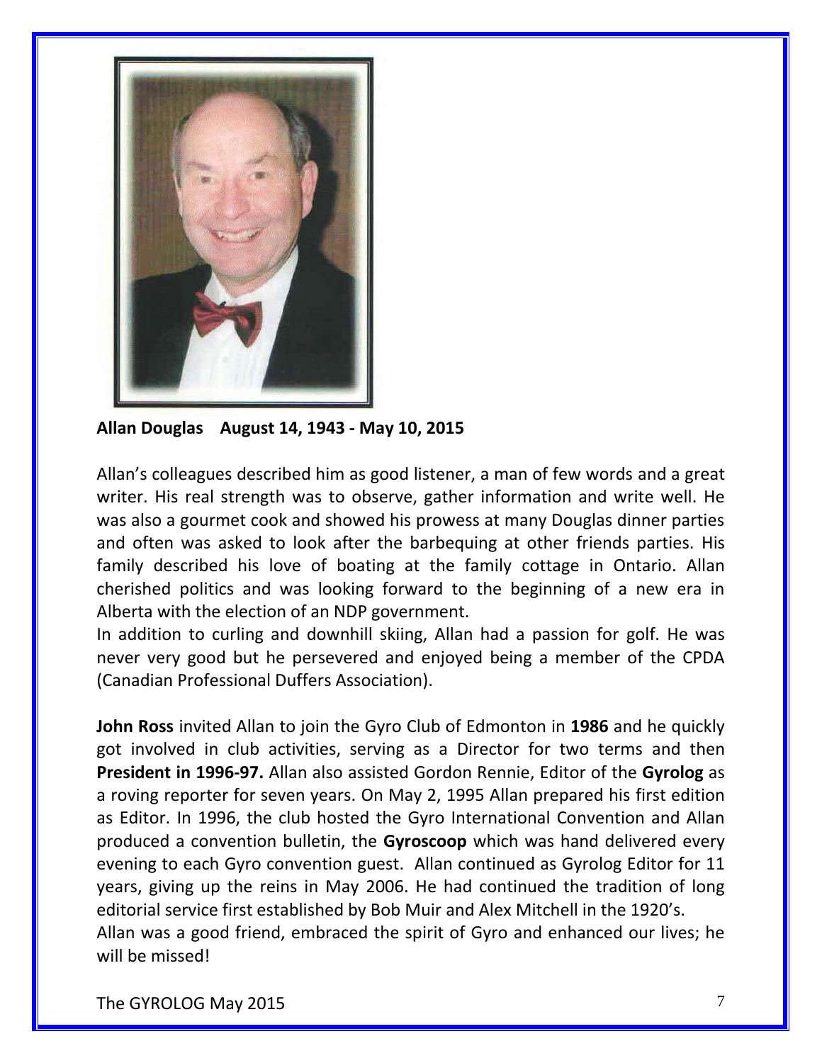**Allan Douglas    August 14, 1943 - May 10, 2015**

Allan's colleagues described him as good listener, a man of few words and a great writer. His real strength was to observe, gather information and write well. He was also a gourmet cook and showed his prowess at many Douglas dinner parties and often was asked to look after the barbequing at other friends parties. His family described his love of boating at the family cottage in Ontario. Allan cherished politics and was looking forward to the beginning of a new era in Alberta with the election of an NDP government.
In addition to curling and downhill skiing, Allan had a passion for golf. He was never very good but he persevered and enjoyed being a member of the CPDA (Canadian Professional Duffers Association).

**John Ross** invited Allan to join the Gyro Club of Edmonton in **1986** and he quickly got involved in club activities, serving as a Director for two terms and then **President in 1996-97.** Allan also assisted Gordon Rennie, Editor of the **Gyrolog** as a roving reporter for seven years. On May 2, 1995 Allan prepared his first edition as Editor. In 1996, the club hosted the Gyro International Convention and Allan produced a convention bulletin, the **Gyroscoop** which was hand delivered every evening to each Gyro convention guest. Allan continued as Gyrolog Editor for 11 years, giving up the reins in May 2006. He had continued the tradition of long editorial service first established by Bob Muir and Alex Mitchell in the 1920's.
Allan was a good friend, embraced the spirit of Gyro and enhanced our lives; he will be missed!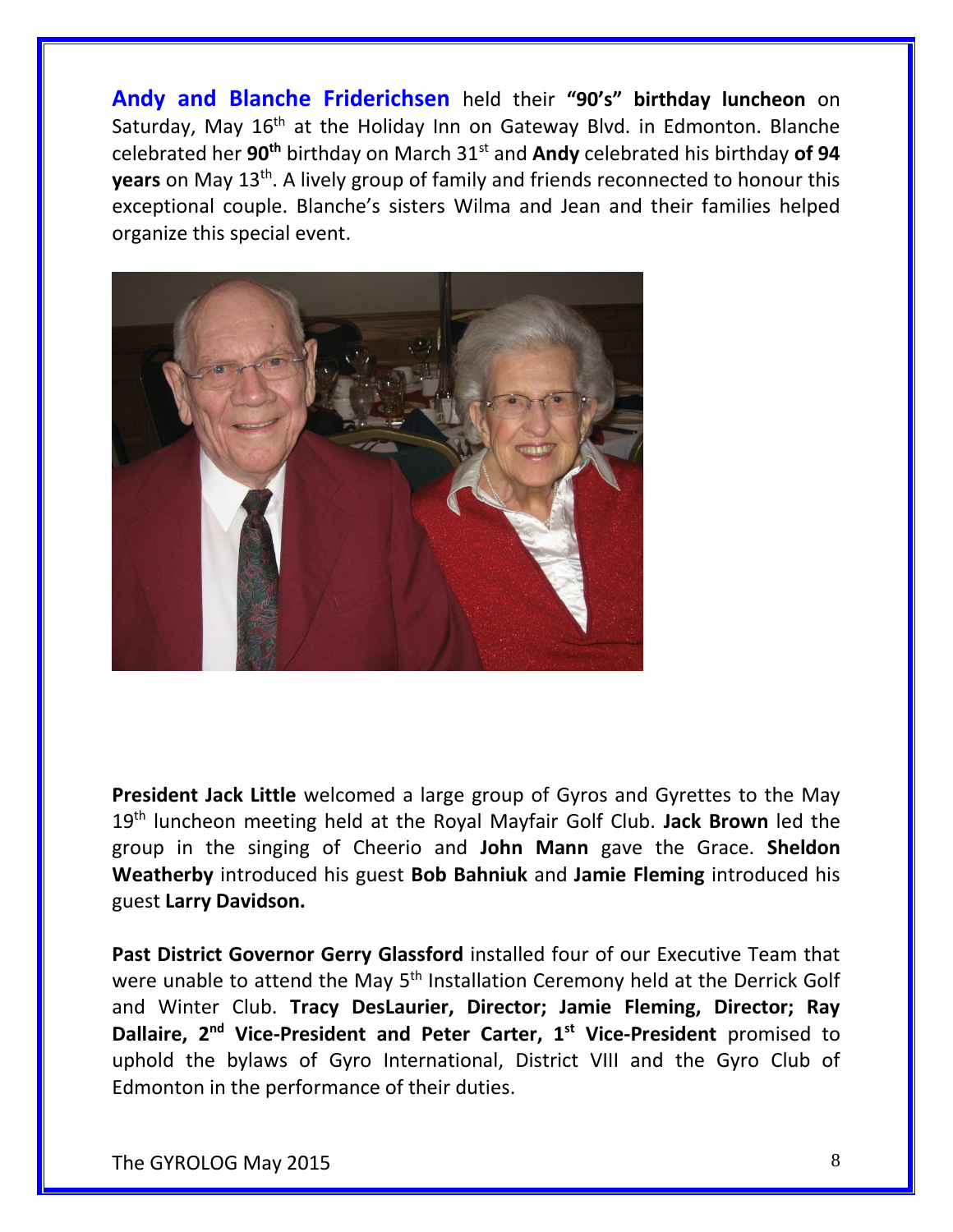**Andy and Blanche Friderichsen** held their **"90's" birthday luncheon** on Saturday, May 16th at the Holiday Inn on Gateway Blvd. in Edmonton. Blanche celebrated her **90th** birthday on March 31st and **Andy** celebrated his birthday **of 94 years** on May 13th. A lively group of family and friends reconnected to honour this exceptional couple. Blanche's sisters Wilma and Jean and their families helped organize this special event.

**President Jack Little** welcomed a large group of Gyros and Gyrettes to the May 19th luncheon meeting held at the Royal Mayfair Golf Club. **Jack Brown** led the group in the singing of Cheerio and **John Mann** gave the Grace. **Sheldon Weatherby** introduced his guest **Bob Bahniuk** and **Jamie Fleming** introduced his guest **Larry Davidson.**

**Past District Governor Gerry Glassford** installed four of our Executive Team that were unable to attend the May 5th Installation Ceremony held at the Derrick Golf and Winter Club. **Tracy DesLaurier, Director; Jamie Fleming, Director; Ray Dallaire, 2nd Vice-President and Peter Carter, 1st Vice-President** promised to uphold the bylaws of Gyro International, District VIII and the Gyro Club of Edmonton in the performance of their duties.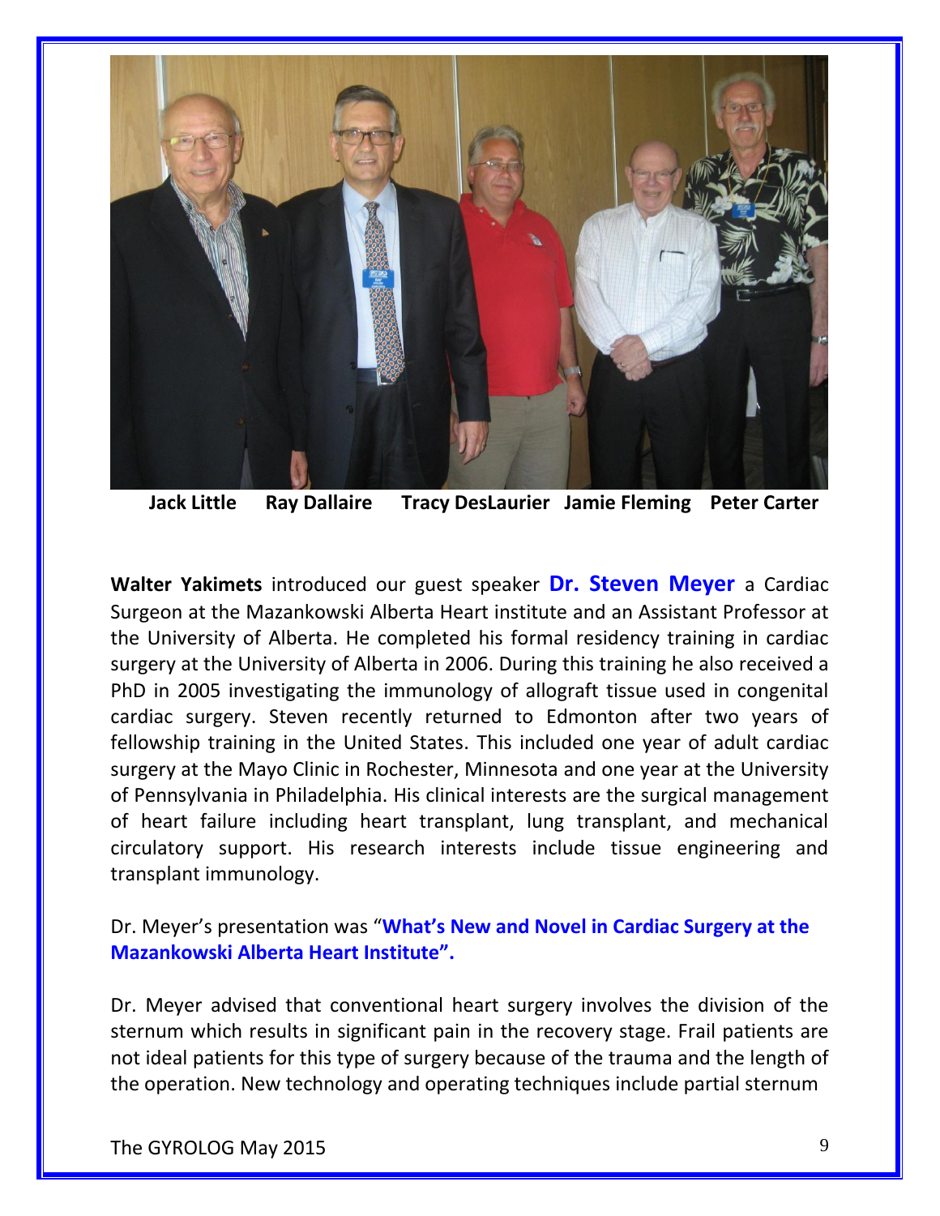**Jack Little Ray Dallaire Tracy DesLaurier Jamie Fleming Peter Carter**

**Walter Yakimets** introduced our guest speaker **Dr. Steven Meyer** a Cardiac Surgeon at the Mazankowski Alberta Heart institute and an Assistant Professor at the University of Alberta. He completed his formal residency training in cardiac surgery at the University of Alberta in 2006. During this training he also received a PhD in 2005 investigating the immunology of allograft tissue used in congenital cardiac surgery. Steven recently returned to Edmonton after two years of fellowship training in the United States. This included one year of adult cardiac surgery at the Mayo Clinic in Rochester, Minnesota and one year at the University of Pennsylvania in Philadelphia. His clinical interests are the surgical management of heart failure including heart transplant, lung transplant, and mechanical circulatory support. His research interests include tissue engineering and transplant immunology.

Dr. Meyer's presentation was "**What's New and Novel in Cardiac Surgery at the Mazankowski Alberta Heart Institute".**

Dr. Meyer advised that conventional heart surgery involves the division of the sternum which results in significant pain in the recovery stage. Frail patients are not ideal patients for this type of surgery because of the trauma and the length of the operation. New technology and operating techniques include partial sternum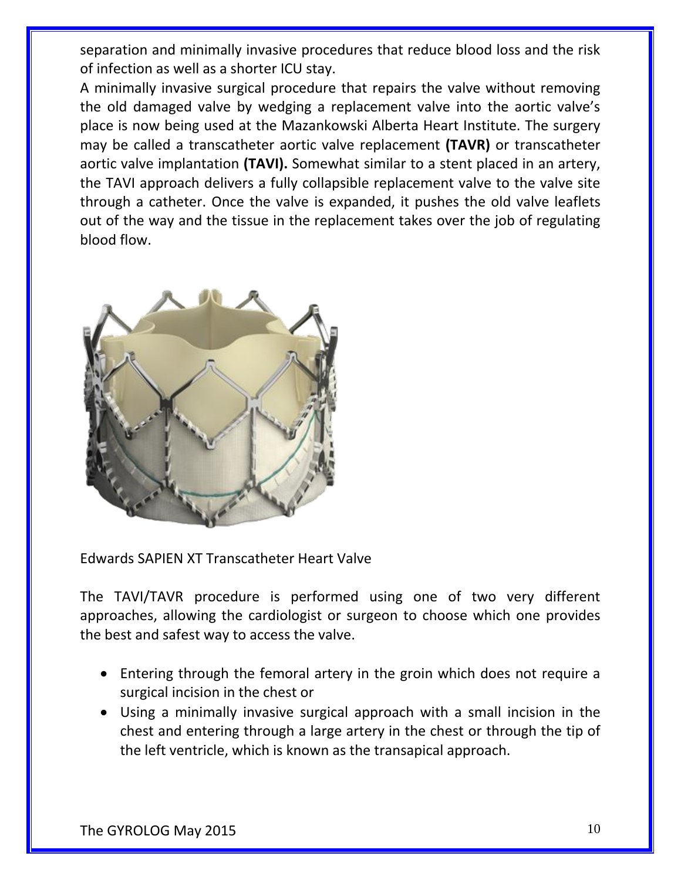separation and minimally invasive procedures that reduce blood loss and the risk of infection as well as a shorter ICU stay.

A minimally invasive surgical procedure that repairs the valve without removing the old damaged valve by wedging a replacement valve into the aortic valve's place is now being used at the Mazankowski Alberta Heart Institute. The surgery may be called a transcatheter aortic valve replacement **(TAVR)** or transcatheter aortic valve implantation **(TAVI).** Somewhat similar to a stent placed in an artery, the TAVI approach delivers a fully collapsible replacement valve to the valve site through a catheter. Once the valve is expanded, it pushes the old valve leaflets out of the way and the tissue in the replacement takes over the job of regulating blood flow.

Edwards SAPIEN XT Transcatheter Heart Valve

The TAVI/TAVR procedure is performed using one of two very different approaches, allowing the cardiologist or surgeon to choose which one provides the best and safest way to access the valve.

- Entering through the femoral artery in the groin which does not require a surgical incision in the chest or
- Using a minimally invasive surgical approach with a small incision in the chest and entering through a large artery in the chest or through the tip of the left ventricle, which is known as the transapical approach.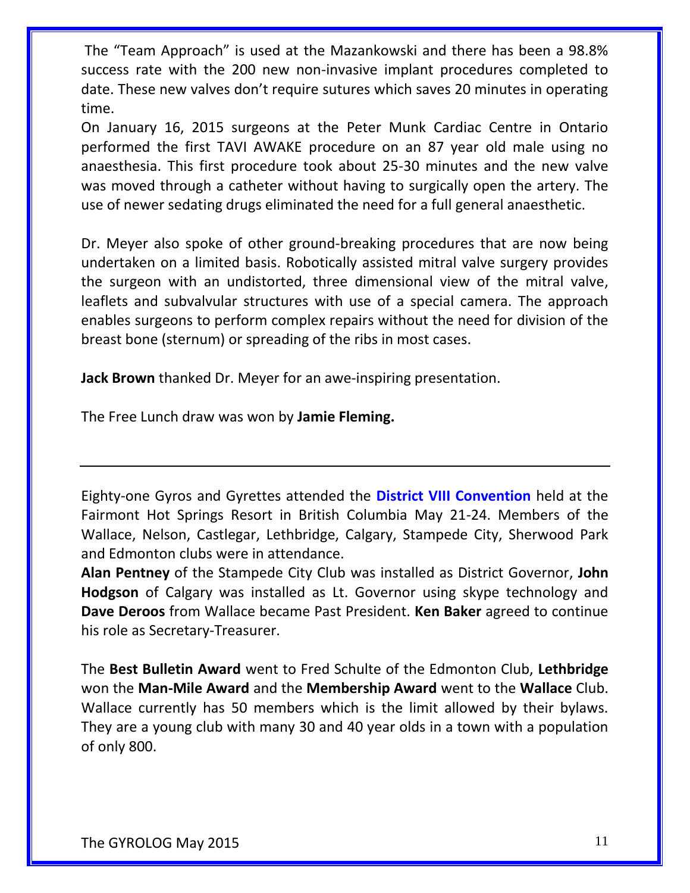The "Team Approach" is used at the Mazankowski and there has been a 98.8% success rate with the 200 new non-invasive implant procedures completed to date. These new valves don't require sutures which saves 20 minutes in operating time.

On January 16, 2015 surgeons at the Peter Munk Cardiac Centre in Ontario performed the first TAVI AWAKE procedure on an 87 year old male using no anaesthesia. This first procedure took about 25-30 minutes and the new valve was moved through a catheter without having to surgically open the artery. The use of newer sedating drugs eliminated the need for a full general anaesthetic.

Dr. Meyer also spoke of other ground-breaking procedures that are now being undertaken on a limited basis. Robotically assisted mitral valve surgery provides the surgeon with an undistorted, three dimensional view of the mitral valve, leaflets and subvalvular structures with use of a special camera. The approach enables surgeons to perform complex repairs without the need for division of the breast bone (sternum) or spreading of the ribs in most cases.

**Jack Brown** thanked Dr. Meyer for an awe-inspiring presentation.

The Free Lunch draw was won by **Jamie Fleming.**

---

Eighty-one Gyros and Gyrettes attended the **District VIII Convention** held at the Fairmont Hot Springs Resort in British Columbia May 21-24. Members of the Wallace, Nelson, Castlegar, Lethbridge, Calgary, Stampede City, Sherwood Park and Edmonton clubs were in attendance.

**Alan Pentney** of the Stampede City Club was installed as District Governor, **John Hodgson** of Calgary was installed as Lt. Governor using skype technology and **Dave Deroos** from Wallace became Past President. **Ken Baker** agreed to continue his role as Secretary-Treasurer.

The **Best Bulletin Award** went to Fred Schulte of the Edmonton Club, **Lethbridge** won the **Man-Mile Award** and the **Membership Award** went to the **Wallace** Club. Wallace currently has 50 members which is the limit allowed by their bylaws. They are a young club with many 30 and 40 year olds in a town with a population of only 800.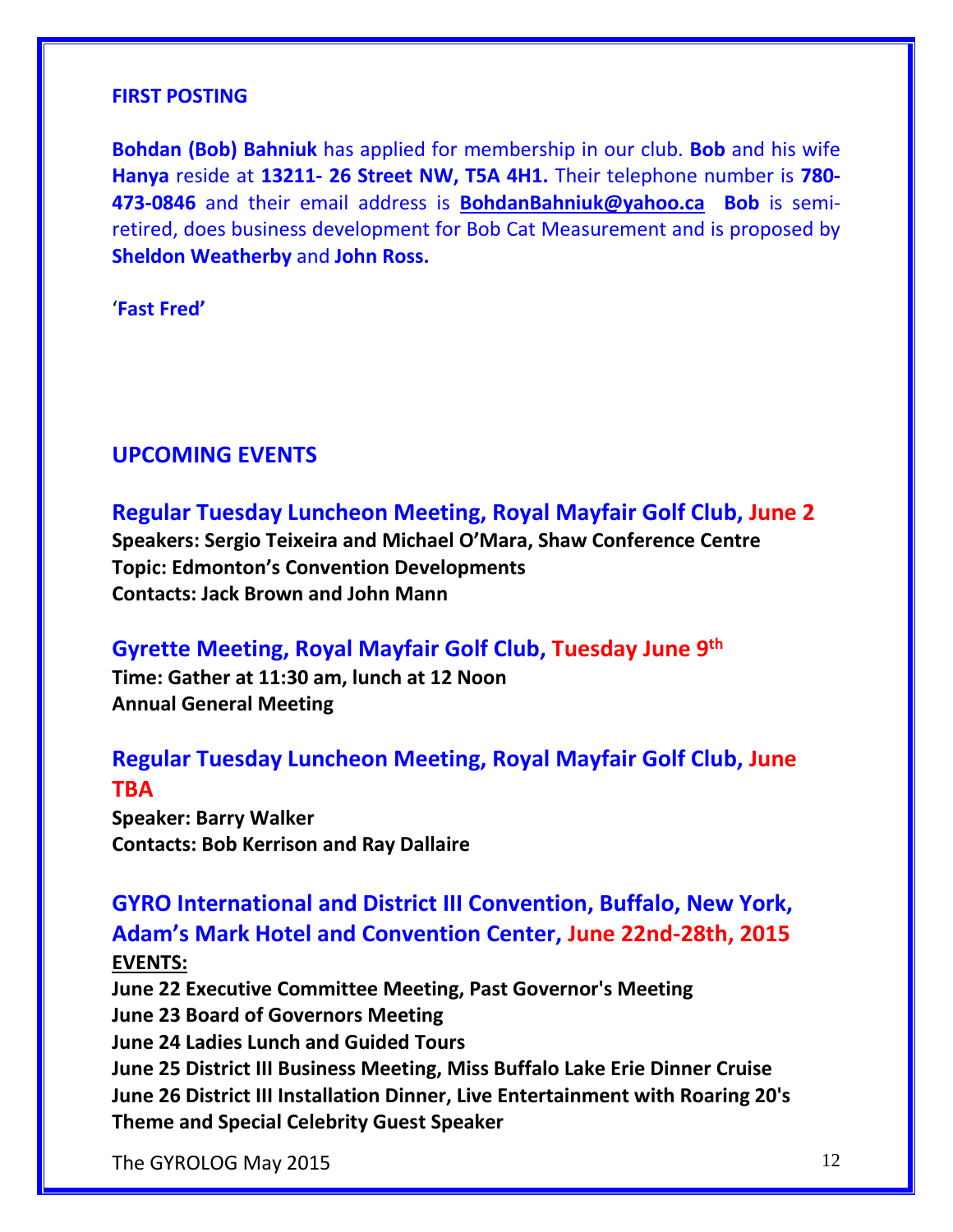**FIRST POSTING**

**Bohdan (Bob) Bahniuk** has applied for membership in our club. **Bob** and his wife **Hanya** reside at **13211- 26 Street NW, T5A 4H1.** Their telephone number is **780-473-0846** and their email address is **BohdanBahniuk@yahoo.ca** **Bob** is semi-retired, does business development for Bob Cat Measurement and is proposed by **Sheldon Weatherby** and **John Ross.**

'**Fast Fred'**

## UPCOMING EVENTS

### Regular Tuesday Luncheon Meeting, Royal Mayfair Golf Club, June 2

**Speakers: Sergio Teixeira and Michael O'Mara, Shaw Conference Centre**
**Topic: Edmonton's Convention Developments**
**Contacts: Jack Brown and John Mann**

### Gyrette Meeting, Royal Mayfair Golf Club, Tuesday June 9th

**Time: Gather at 11:30 am, lunch at 12 Noon**
**Annual General Meeting**

### Regular Tuesday Luncheon Meeting, Royal Mayfair Golf Club, June TBA

**Speaker: Barry Walker**
**Contacts: Bob Kerrison and Ray Dallaire**

### GYRO International and District III Convention, Buffalo, New York, Adam's Mark Hotel and Convention Center, June 22nd-28th, 2015

**EVENTS:**
**June 22 Executive Committee Meeting, Past Governor's Meeting**
**June 23 Board of Governors Meeting**
**June 24 Ladies Lunch and Guided Tours**
**June 25 District III Business Meeting, Miss Buffalo Lake Erie Dinner Cruise**
**June 26 District III Installation Dinner, Live Entertainment with Roaring 20's Theme and Special Celebrity Guest Speaker**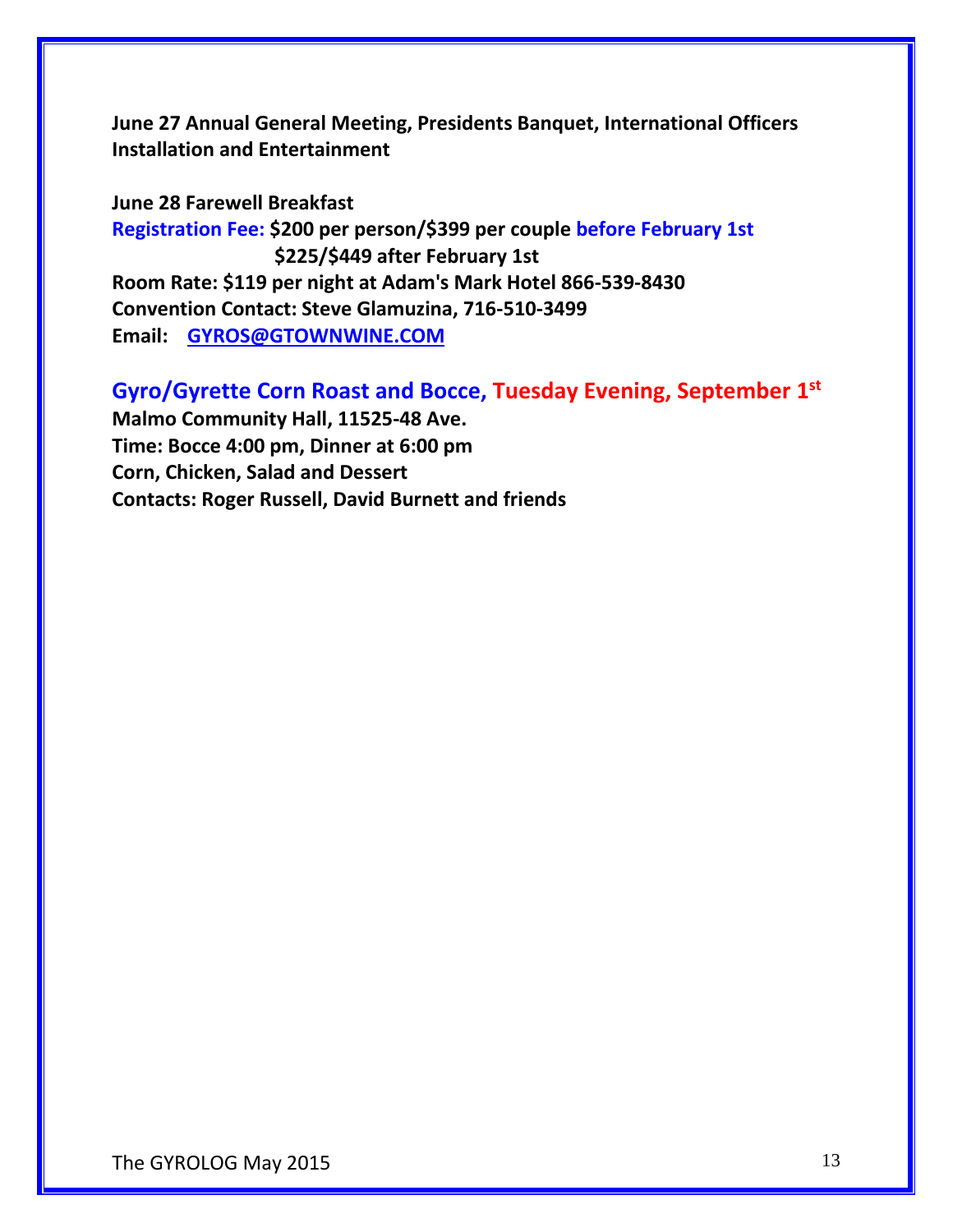**June 27 Annual General Meeting, Presidents Banquet, International Officers Installation and Entertainment**

**June 28 Farewell Breakfast**
**Registration Fee: $200 per person/$399 per couple before February 1st**
**$225/$449 after February 1st**
**Room Rate: $119 per night at Adam's Mark Hotel 866-539-8430**
**Convention Contact: Steve Glamuzina, 716-510-3499**
**Email: GYROS@GTOWNWINE.COM**

## Gyro/Gyrette Corn Roast and Bocce, Tuesday Evening, September 1st

**Malmo Community Hall, 11525-48 Ave.**
**Time: Bocce 4:00 pm, Dinner at 6:00 pm**
**Corn, Chicken, Salad and Dessert**
**Contacts: Roger Russell, David Burnett and friends**